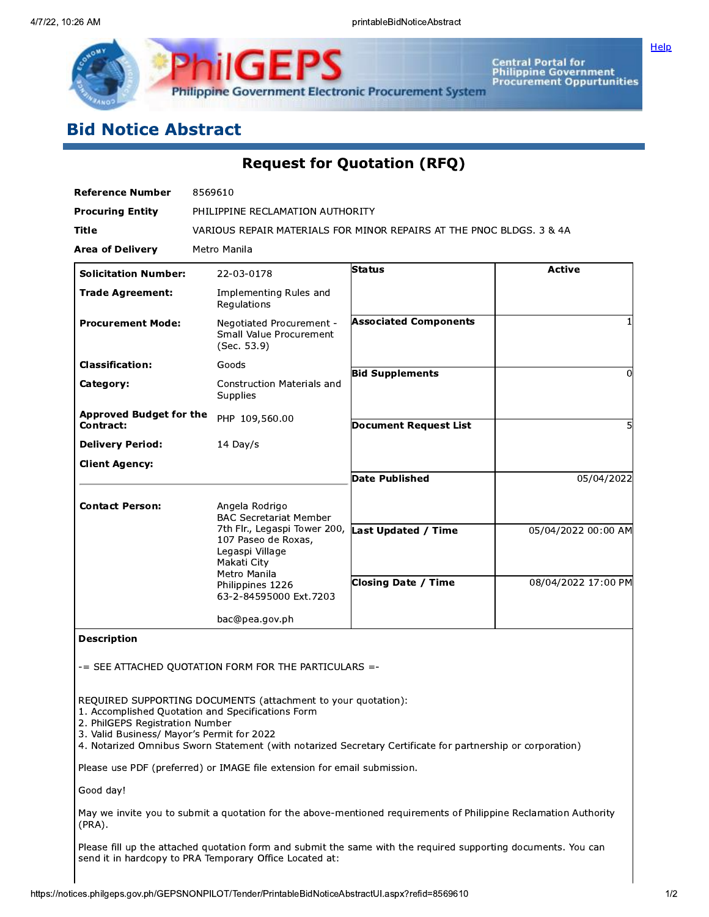# Bid Notice Abstract

## Request for Quotation (RFQ)

| | |
|---|---|
| **Reference Number** | 8569610 |
| **Procuring Entity** | PHILIPPINE RECLAMATION AUTHORITY |
| **Title** | VARIOUS REPAIR MATERIALS FOR MINOR REPAIRS AT THE PNOC BLDGS. 3 & 4A |
| **Area of Delivery** | Metro Manila |

| | | | |
|---|---|---|---|
| **Solicitation Number:** | 22-03-0178 | **Status** | Active |
| **Trade Agreement:** | Implementing Rules and Regulations | | |
| **Procurement Mode:** | Negotiated Procurement - Small Value Procurement (Sec. 53.9) | **Associated Components** | 1 |
| **Classification:** | Goods | | |
| **Category:** | Construction Materials and Supplies | **Bid Supplements** | 0 |
| **Approved Budget for the Contract:** | PHP 109,560.00 | **Document Request List** | 5 |
| **Delivery Period:** | 14 Day/s | | |
| **Client Agency:** | | **Date Published** | 05/04/2022 |
| **Contact Person:** | Angela Rodrigo<br>BAC Secretariat Member<br>7th Flr., Legaspi Tower 200, 107 Paseo de Roxas, Legaspi Village<br>Makati City<br>Metro Manila<br>Philippines 1226<br>63-2-84595000 Ext.7203<br><br>bac@pea.gov.ph | **Last Updated / Time** | 05/04/2022 00:00 AM |
| | | **Closing Date / Time** | 08/04/2022 17:00 PM |

**Description**

-= SEE ATTACHED QUOTATION FORM FOR THE PARTICULARS =-

REQUIRED SUPPORTING DOCUMENTS (attachment to your quotation):
1. Accomplished Quotation and Specifications Form
2. PhilGEPS Registration Number
3. Valid Business/ Mayor's Permit for 2022
4. Notarized Omnibus Sworn Statement (with notarized Secretary Certificate for partnership or corporation)

Please use PDF (preferred) or IMAGE file extension for email submission.

Good day!

May we invite you to submit a quotation for the above-mentioned requirements of Philippine Reclamation Authority (PRA).

Please fill up the attached quotation form and submit the same with the required supporting documents. You can send it in hardcopy to PRA Temporary Office Located at: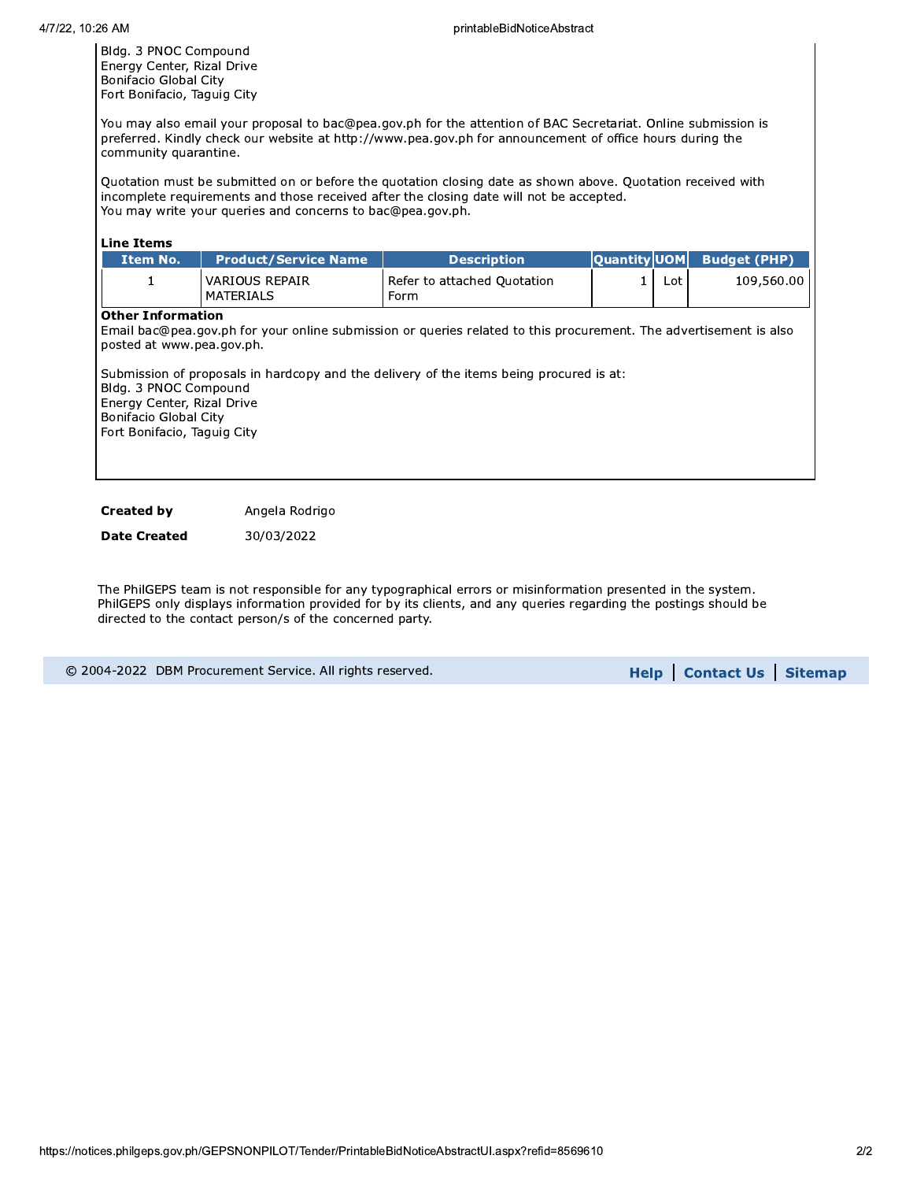Bldg. 3 PNOC Compound
Energy Center, Rizal Drive
Bonifacio Global City
Fort Bonifacio, Taguig City

You may also email your proposal to bac@pea.gov.ph for the attention of BAC Secretariat. Online submission is preferred. Kindly check our website at http://www.pea.gov.ph for announcement of office hours during the community quarantine.

Quotation must be submitted on or before the quotation closing date as shown above. Quotation received with incomplete requirements and those received after the closing date will not be accepted.
You may write your queries and concerns to bac@pea.gov.ph.

**Line Items**

| Item No. | Product/Service Name | Description | Quantity | UOM | Budget (PHP) |
|---|---|---|---|---|---|
| 1 | VARIOUS REPAIR MATERIALS | Refer to attached Quotation Form | 1 | Lot | 109,560.00 |

**Other Information**
Email bac@pea.gov.ph for your online submission or queries related to this procurement. The advertisement is also posted at www.pea.gov.ph.

Submission of proposals in hardcopy and the delivery of the items being procured is at:
Bldg. 3 PNOC Compound
Energy Center, Rizal Drive
Bonifacio Global City
Fort Bonifacio, Taguig City

**Created by** Angela Rodrigo

**Date Created** 30/03/2022

The PhilGEPS team is not responsible for any typographical errors or misinformation presented in the system. PhilGEPS only displays information provided for by its clients, and any queries regarding the postings should be directed to the contact person/s of the concerned party.

© 2004-2022 DBM Procurement Service. All rights reserved. **Help** | **Contact Us** | **Sitemap**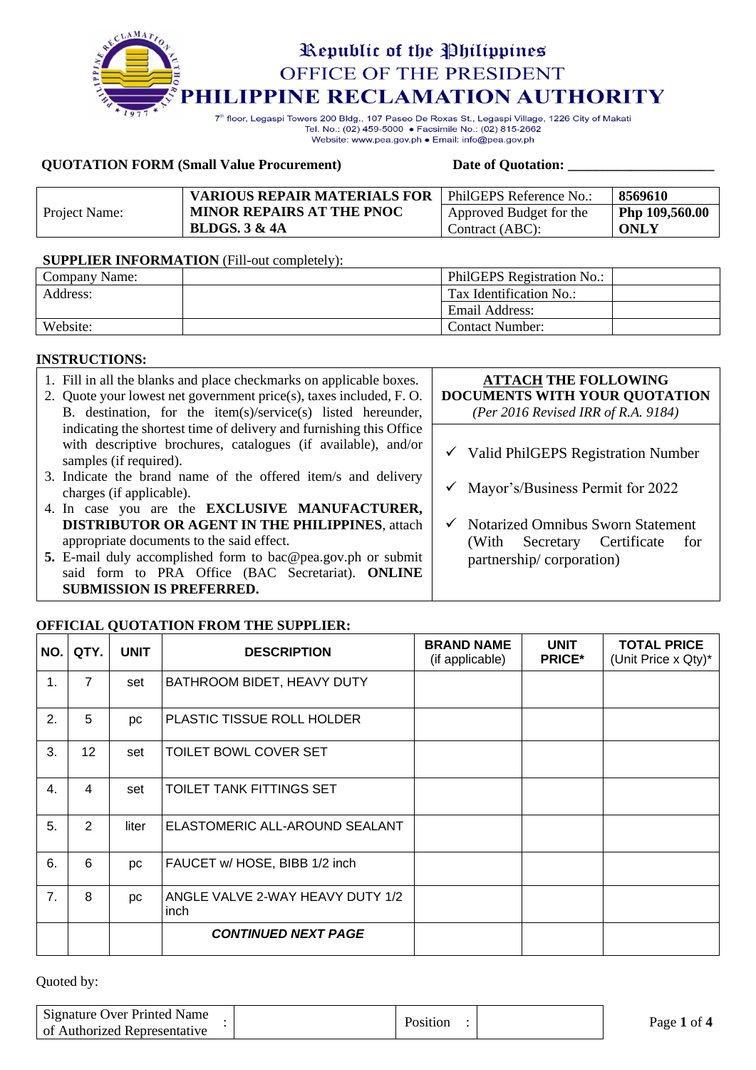Republic of the Philippines
OFFICE OF THE PRESIDENT
# PHILIPPINE RECLAMATION AUTHORITY

7th floor, Legaspi Towers 200 Bldg., 107 Paseo De Roxas St., Legaspi Village, 1226 City of Makati
Tel. No.: (02) 459-5000 • Facsimile No.: (02) 815-2662
Website: www.pea.gov.ph • Email: info@pea.gov.ph

**QUOTATION FORM (Small Value Procurement)** **Date of Quotation:** ____________________

| Project Name: | **VARIOUS REPAIR MATERIALS FOR MINOR REPAIRS AT THE PNOC BLDGS. 3 & 4A** | PhilGEPS Reference No.: | **8569610** |
|---|---|---|---|
| | | Approved Budget for the Contract (ABC): | **Php 109,560.00 ONLY** |

**SUPPLIER INFORMATION** (Fill-out completely):

| Company Name: | | PhilGEPS Registration No.: | |
|---|---|---|---|
| Address: | | Tax Identification No.: | |
| | | Email Address: | |
| Website: | | Contact Number: | |

**INSTRUCTIONS:**

1. Fill in all the blanks and place checkmarks on applicable boxes.
2. Quote your lowest net government price(s), taxes included, F. O. B. destination, for the item(s)/service(s) listed hereunder, indicating the shortest time of delivery and furnishing this Office with descriptive brochures, catalogues (if available), and/or samples (if required).
3. Indicate the brand name of the offered item/s and delivery charges (if applicable).
4. In case you are the **EXCLUSIVE MANUFACTURER, DISTRIBUTOR OR AGENT IN THE PHILIPPINES**, attach appropriate documents to the said effect.
5. E-mail duly accomplished form to bac@pea.gov.ph or submit said form to PRA Office (BAC Secretariat). **ONLINE SUBMISSION IS PREFERRED.**

**ATTACH THE FOLLOWING DOCUMENTS WITH YOUR QUOTATION**
*(Per 2016 Revised IRR of R.A. 9184)*

- ✓ Valid PhilGEPS Registration Number
- ✓ Mayor's/Business Permit for 2022
- ✓ Notarized Omnibus Sworn Statement (With Secretary Certificate for partnership/ corporation)

**OFFICIAL QUOTATION FROM THE SUPPLIER:**

| NO. | QTY. | UNIT | DESCRIPTION | BRAND NAME (if applicable) | UNIT PRICE* | TOTAL PRICE (Unit Price x Qty)* |
|---|---|---|---|---|---|---|
| 1. | 7 | set | BATHROOM BIDET, HEAVY DUTY | | | |
| 2. | 5 | pc | PLASTIC TISSUE ROLL HOLDER | | | |
| 3. | 12 | set | TOILET BOWL COVER SET | | | |
| 4. | 4 | set | TOILET TANK FITTINGS SET | | | |
| 5. | 2 | liter | ELASTOMERIC ALL-AROUND SEALANT | | | |
| 6. | 6 | pc | FAUCET w/ HOSE, BIBB 1/2 inch | | | |
| 7. | 8 | pc | ANGLE VALVE 2-WAY HEAVY DUTY 1/2 inch | | | |
| | | | ***CONTINUED NEXT PAGE*** | | | |

Quoted by:

| Signature Over Printed Name of Authorized Representative : | | Position : | |
|---|---|---|---|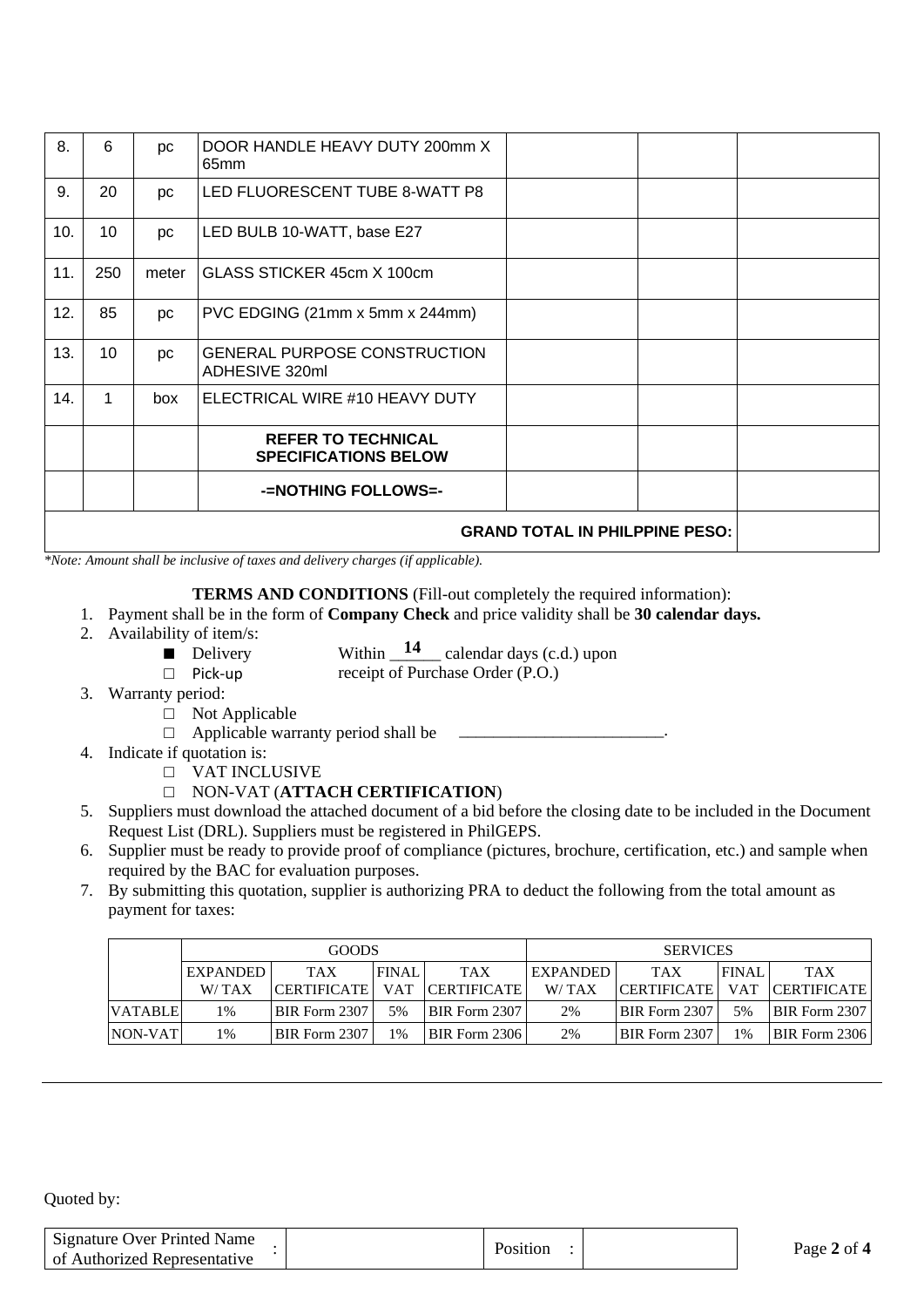| 8. | 6 | pc | DOOR HANDLE HEAVY DUTY 200mm X 65mm | | | |
|---|---|---|---|---|---|---|
| 9. | 20 | pc | LED FLUORESCENT TUBE 8-WATT P8 | | | |
| 10. | 10 | pc | LED BULB 10-WATT, base E27 | | | |
| 11. | 250 | meter | GLASS STICKER 45cm X 100cm | | | |
| 12. | 85 | pc | PVC EDGING (21mm x 5mm x 244mm) | | | |
| 13. | 10 | pc | GENERAL PURPOSE CONSTRUCTION ADHESIVE 320ml | | | |
| 14. | 1 | box | ELECTRICAL WIRE #10 HEAVY DUTY | | | |
| | | | **REFER TO TECHNICAL SPECIFICATIONS BELOW** | | | |
| | | | **-=NOTHING FOLLOWS=-** | | | |
| **GRAND TOTAL IN PHILPPINE PESO:** | | | | | | |

*\*Note: Amount shall be inclusive of taxes and delivery charges (if applicable).*

**TERMS AND CONDITIONS** (Fill-out completely the required information):

1. Payment shall be in the form of **Company Check** and price validity shall be **30 calendar days.**
2. Availability of item/s:
   - ■ Delivery — Within **14** calendar days (c.d.) upon receipt of Purchase Order (P.O.)
   - □ Pick-up
3. Warranty period:
   - □ Not Applicable
   - □ Applicable warranty period shall be \_\_\_\_\_\_\_\_\_\_\_\_\_\_\_\_\_\_\_\_\_\_\_\_.
4. Indicate if quotation is:
   - □ VAT INCLUSIVE
   - □ NON-VAT (**ATTACH CERTIFICATION**)
5. Suppliers must download the attached document of a bid before the closing date to be included in the Document Request List (DRL). Suppliers must be registered in PhilGEPS.
6. Supplier must be ready to provide proof of compliance (pictures, brochure, certification, etc.) and sample when required by the BAC for evaluation purposes.
7. By submitting this quotation, supplier is authorizing PRA to deduct the following from the total amount as payment for taxes:

| | GOODS | | | | SERVICES | | | |
|---|---|---|---|---|---|---|---|---|
| | EXPANDED W/ TAX | TAX CERTIFICATE | FINAL VAT | TAX CERTIFICATE | EXPANDED W/ TAX | TAX CERTIFICATE | FINAL VAT | TAX CERTIFICATE |
| VATABLE | 1% | BIR Form 2307 | 5% | BIR Form 2307 | 2% | BIR Form 2307 | 5% | BIR Form 2307 |
| NON-VAT | 1% | BIR Form 2307 | 1% | BIR Form 2306 | 2% | BIR Form 2307 | 1% | BIR Form 2306 |

Quoted by:

| Signature Over Printed Name of Authorized Representative : | | Position : | |
|---|---|---|---|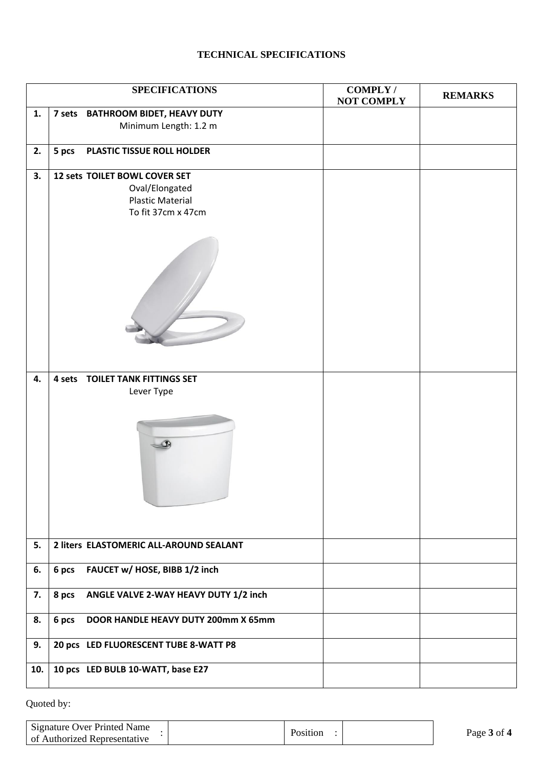# TECHNICAL SPECIFICATIONS

| | SPECIFICATIONS | COMPLY / NOT COMPLY | REMARKS |
|---|---|---|---|
| **1.** | **7 sets BATHROOM BIDET, HEAVY DUTY**<br>Minimum Length: 1.2 m | | |
| **2.** | **5 pcs PLASTIC TISSUE ROLL HOLDER** | | |
| **3.** | **12 sets TOILET BOWL COVER SET**<br>Oval/Elongated<br>Plastic Material<br>To fit 37cm x 47cm | | |
| **4.** | **4 sets TOILET TANK FITTINGS SET**<br>Lever Type | | |
| **5.** | **2 liters ELASTOMERIC ALL-AROUND SEALANT** | | |
| **6.** | **6 pcs FAUCET w/ HOSE, BIBB 1/2 inch** | | |
| **7.** | **8 pcs ANGLE VALVE 2-WAY HEAVY DUTY 1/2 inch** | | |
| **8.** | **6 pcs DOOR HANDLE HEAVY DUTY 200mm X 65mm** | | |
| **9.** | **20 pcs LED FLUORESCENT TUBE 8-WATT P8** | | |
| **10.** | **10 pcs LED BULB 10-WATT, base E27** | | |

Quoted by:

| Signature Over Printed Name of Authorized Representative | : | | Position | : | |
|---|---|---|---|---|---|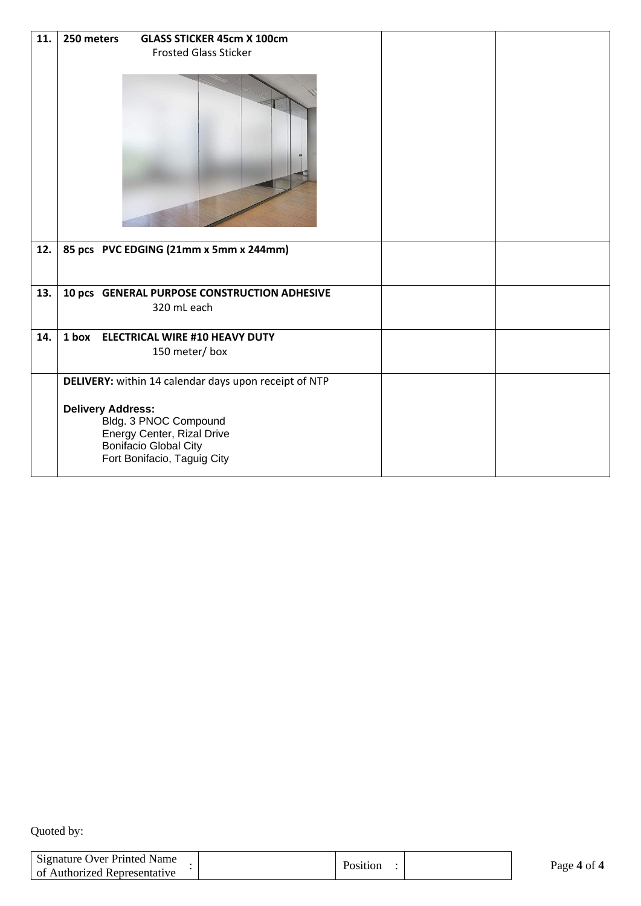| | | | |
|---|---|---|---|
| 11. | **250 meters GLASS STICKER 45cm X 100cm**<br>Frosted Glass Sticker | | |
| 12. | **85 pcs PVC EDGING (21mm x 5mm x 244mm)** | | |
| 13. | **10 pcs GENERAL PURPOSE CONSTRUCTION ADHESIVE**<br>320 mL each | | |
| 14. | **1 box ELECTRICAL WIRE #10 HEAVY DUTY**<br>150 meter/ box | | |
| | **DELIVERY:** within 14 calendar days upon receipt of NTP<br><br>**Delivery Address:**<br>Bldg. 3 PNOC Compound<br>Energy Center, Rizal Drive<br>Bonifacio Global City<br>Fort Bonifacio, Taguig City | | |

Quoted by:

| | | | | | |
|---|---|---|---|---|---|
| Signature Over Printed Name of Authorized Representative | : | | Position | : | |